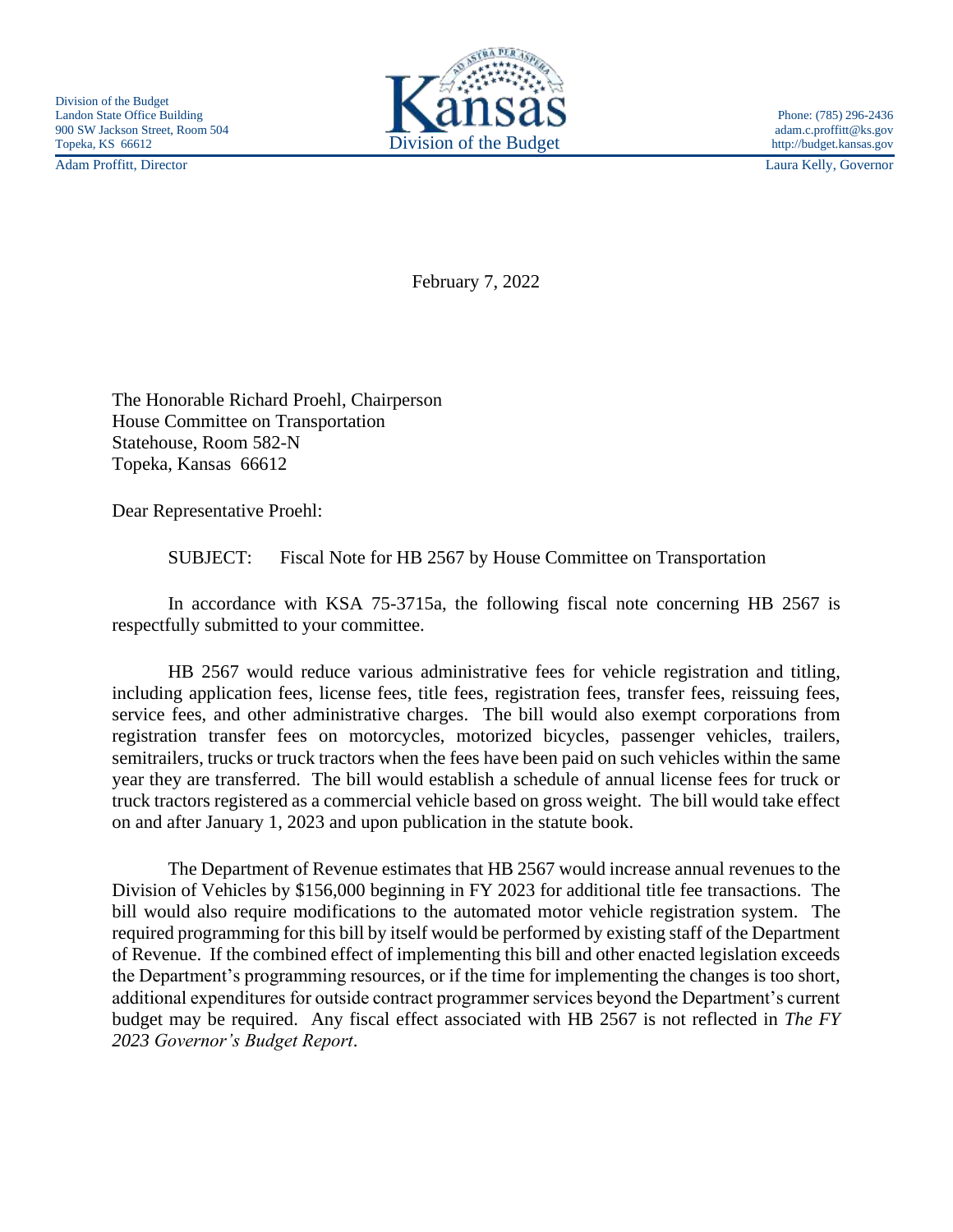Division of the Budget
Landon State Office Building
900 SW Jackson Street, Room 504
Topeka, KS 66612

Kansas
Division of the Budget

Phone: (785) 296-2436
adam.c.proffitt@ks.gov
http://budget.kansas.gov

Adam Proffitt, Director

Laura Kelly, Governor

February 7, 2022

The Honorable Richard Proehl, Chairperson
House Committee on Transportation
Statehouse, Room 582-N
Topeka, Kansas 66612

Dear Representative Proehl:

SUBJECT: Fiscal Note for HB 2567 by House Committee on Transportation

In accordance with KSA 75-3715a, the following fiscal note concerning HB 2567 is respectfully submitted to your committee.

HB 2567 would reduce various administrative fees for vehicle registration and titling, including application fees, license fees, title fees, registration fees, transfer fees, reissuing fees, service fees, and other administrative charges. The bill would also exempt corporations from registration transfer fees on motorcycles, motorized bicycles, passenger vehicles, trailers, semitrailers, trucks or truck tractors when the fees have been paid on such vehicles within the same year they are transferred. The bill would establish a schedule of annual license fees for truck or truck tractors registered as a commercial vehicle based on gross weight. The bill would take effect on and after January 1, 2023 and upon publication in the statute book.

The Department of Revenue estimates that HB 2567 would increase annual revenues to the Division of Vehicles by $156,000 beginning in FY 2023 for additional title fee transactions. The bill would also require modifications to the automated motor vehicle registration system. The required programming for this bill by itself would be performed by existing staff of the Department of Revenue. If the combined effect of implementing this bill and other enacted legislation exceeds the Department's programming resources, or if the time for implementing the changes is too short, additional expenditures for outside contract programmer services beyond the Department's current budget may be required. Any fiscal effect associated with HB 2567 is not reflected in *The FY 2023 Governor's Budget Report*.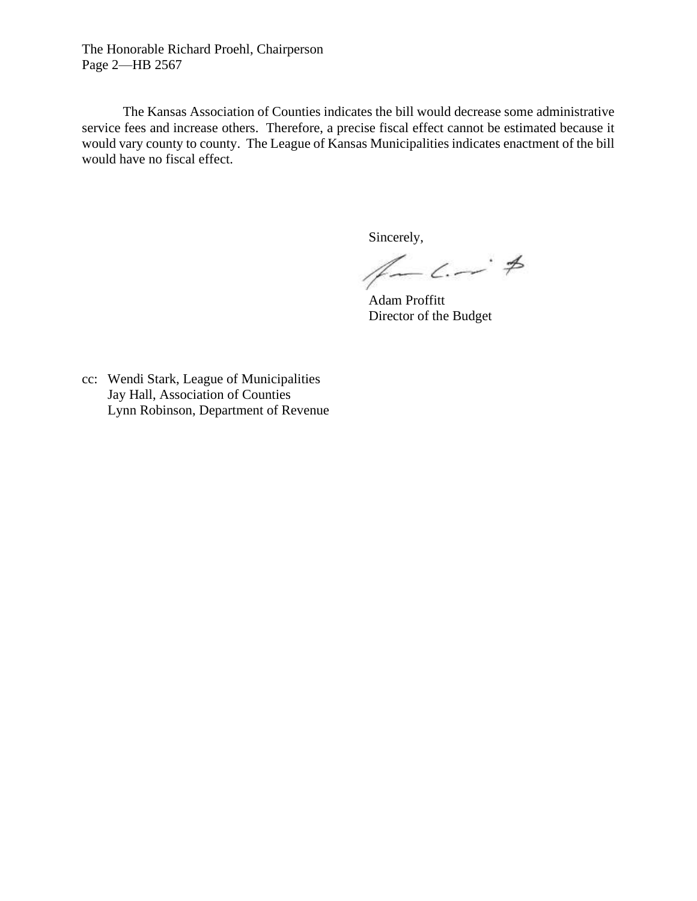The Kansas Association of Counties indicates the bill would decrease some administrative service fees and increase others. Therefore, a precise fiscal effect cannot be estimated because it would vary county to county. The League of Kansas Municipalities indicates enactment of the bill would have no fiscal effect.

Sincerely,

Adam Proffitt
Director of the Budget

cc: Wendi Stark, League of Municipalities
Jay Hall, Association of Counties
Lynn Robinson, Department of Revenue